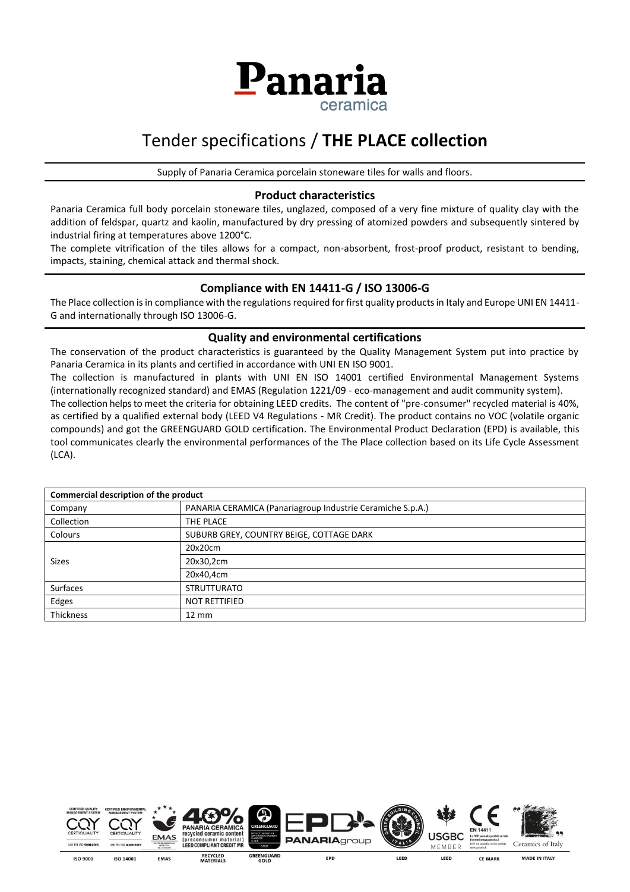# Panaria ceramica

## Tender specifications / **THE PLACE collection**

Supply of Panaria Ceramica porcelain stoneware tiles for walls and floors.

### Product characteristics

Panaria Ceramica full body porcelain stoneware tiles, unglazed, composed of a very fine mixture of quality clay with the addition of feldspar, quartz and kaolin, manufactured by dry pressing of atomized powders and subsequently sintered by industrial firing at temperatures above 1200°C.

The complete vitrification of the tiles allows for a compact, non-absorbent, frost-proof product, resistant to bending, impacts, staining, chemical attack and thermal shock.

### Compliance with EN 14411-G / ISO 13006-G

The Place collection is in compliance with the regulations required for first quality products in Italy and Europe UNI EN 14411-G and internationally through ISO 13006-G.

### Quality and environmental certifications

The conservation of the product characteristics is guaranteed by the Quality Management System put into practice by Panaria Ceramica in its plants and certified in accordance with UNI EN ISO 9001.

The collection is manufactured in plants with UNI EN ISO 14001 certified Environmental Management Systems (internationally recognized standard) and EMAS (Regulation 1221/09 - eco-management and audit community system).

The collection helps to meet the criteria for obtaining LEED credits. The content of "pre-consumer" recycled material is 40%, as certified by a qualified external body (LEED V4 Regulations - MR Credit). The product contains no VOC (volatile organic compounds) and got the GREENGUARD GOLD certification. The Environmental Product Declaration (EPD) is available, this tool communicates clearly the environmental performances of the The Place collection based on its Life Cycle Assessment (LCA).

| **Commercial description of the product** | |
|---|---|
| Company | PANARIA CERAMICA (Panariagroup Industrie Ceramiche S.p.A.) |
| Collection | THE PLACE |
| Colours | SUBURB GREY, COUNTRY BEIGE, COTTAGE DARK |
| Sizes | 20x20cm |
| | 20x30,2cm |
| | 20x40,4cm |
| Surfaces | STRUTTURATO |
| Edges | NOT RETTIFIED |
| Thickness | 12 mm |

ISO 9001 | ISO 14001 | EMAS | RECYCLED MATERIALS | GREENGUARD GOLD | EPD | LEED | LEED | CE MARK | MADE IN ITALY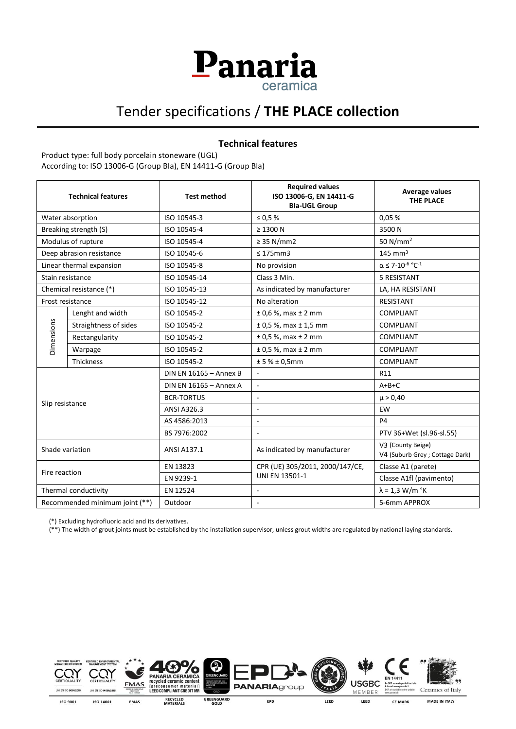# Panaria ceramica

# Tender specifications / **THE PLACE collection**

## Technical features

Product type: full body porcelain stoneware (UGL)
According to: ISO 13006-G (Group BIa), EN 14411-G (Group Bla)

| Technical features | | Test method | Required values ISO 13006-G, EN 14411-G BIa-UGL Group | Average values THE PLACE |
|---|---|---|---|---|
| Water absorption | | ISO 10545-3 | ≤ 0,5 % | 0,05 % |
| Breaking strength (S) | | ISO 10545-4 | ≥ 1300 N | 3500 N |
| Modulus of rupture | | ISO 10545-4 | ≥ 35 N/mm2 | 50 $N/mm^2$ |
| Deep abrasion resistance | | ISO 10545-6 | ≤ 175mm3 | 145 $mm^3$ |
| Linear thermal expansion | | ISO 10545-8 | No provision | $\alpha \leq 7 \cdot 10^{-6}$ $°C^{-1}$ |
| Stain resistance | | ISO 10545-14 | Class 3 Min. | 5 RESISTANT |
| Chemical resistance (*) | | ISO 10545-13 | As indicated by manufacturer | LA, HA RESISTANT |
| Frost resistance | | ISO 10545-12 | No alteration | RESISTANT |
| Dimensions | Lenght and width | ISO 10545-2 | ± 0,6 %, max ± 2 mm | COMPLIANT |
| | Straightness of sides | ISO 10545-2 | ± 0,5 %, max ± 1,5 mm | COMPLIANT |
| | Rectangularity | ISO 10545-2 | ± 0,5 %, max ± 2 mm | COMPLIANT |
| | Warpage | ISO 10545-2 | ± 0,5 %, max ± 2 mm | COMPLIANT |
| | Thickness | ISO 10545-2 | ± 5 % ± 0,5mm | COMPLIANT |
| Slip resistance | | DIN EN 16165 – Annex B | - | R11 |
| | | DIN EN 16165 – Annex A | - | A+B+C |
| | | BCR-TORTUS | - | $\mu > 0{,}40$ |
| | | ANSI A326.3 | - | EW |
| | | AS 4586:2013 | - | P4 |
| | | BS 7976:2002 | - | PTV 36+Wet (sl.96-sl.55) |
| Shade variation | | ANSI A137.1 | As indicated by manufacturer | V3 (County Beige) V4 (Suburb Grey ; Cottage Dark) |
| Fire reaction | | EN 13823 | CPR (UE) 305/2011, 2000/147/CE, UNI EN 13501-1 | Classe A1 (parete) |
| | | EN 9239-1 | | Classe A1fl (pavimento) |
| Thermal conductivity | | EN 12524 | - | λ = 1,3 W/m °K |
| Recommended minimum joint (**) | | Outdoor | - | 5-6mm APPROX |

(*) Excluding hydrofluoric acid and its derivatives.
(**) The width of grout joints must be established by the installation supervisor, unless grout widths are regulated by national laying standards.

ISO 9001 | ISO 14001 | EMAS | RECYCLED MATERIALS | GREENGUARD GOLD | EPD | LEED | LEED | CE MARK | MADE IN ITALY